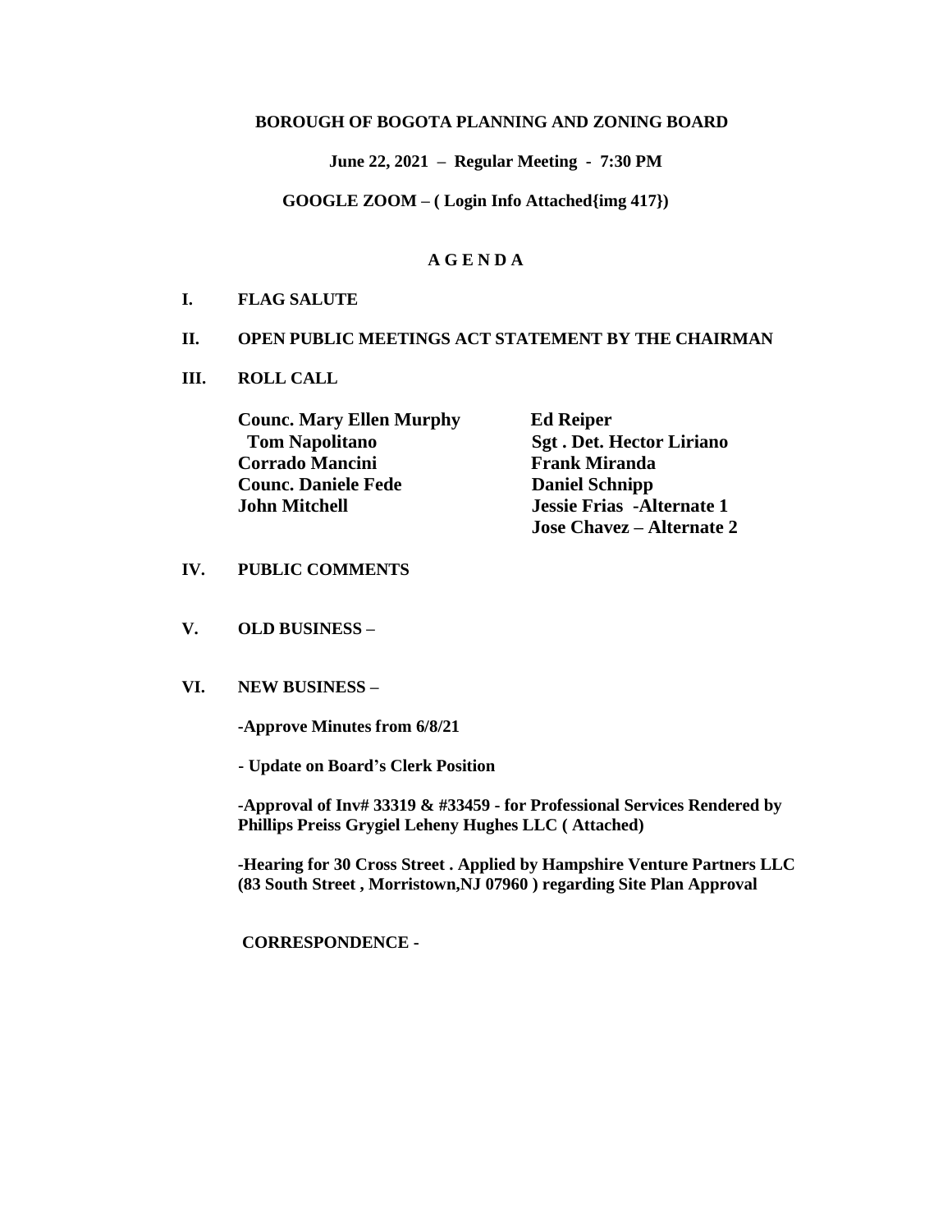**BOROUGH OF BOGOTA PLANNING AND ZONING BOARD**

**June 22, 2021 – Regular Meeting - 7:30 PM**

**GOOGLE ZOOM – ( Login Info Attached{img 417})**

**A G E N D A**

**I. FLAG SALUTE**

**II. OPEN PUBLIC MEETINGS ACT STATEMENT BY THE CHAIRMAN**

**III. ROLL CALL**

| | |
|---|---|
| **Counc. Mary Ellen Murphy** | **Ed Reiper** |
| **Tom Napolitano** | **Sgt . Det. Hector Liriano** |
| **Corrado Mancini** | **Frank Miranda** |
| **Counc. Daniele Fede** | **Daniel Schnipp** |
| **John Mitchell** | **Jessie Frias -Alternate 1** |
| | **Jose Chavez – Alternate 2** |

**IV. PUBLIC COMMENTS**

**V. OLD BUSINESS –**

**VI. NEW BUSINESS –**

**-Approve Minutes from 6/8/21**

**- Update on Board's Clerk Position**

**-Approval of Inv# 33319 & #33459 - for Professional Services Rendered by Phillips Preiss Grygiel Leheny Hughes LLC ( Attached)**

**-Hearing for 30 Cross Street . Applied by Hampshire Venture Partners LLC (83 South Street , Morristown,NJ 07960 ) regarding Site Plan Approval**

**CORRESPONDENCE -**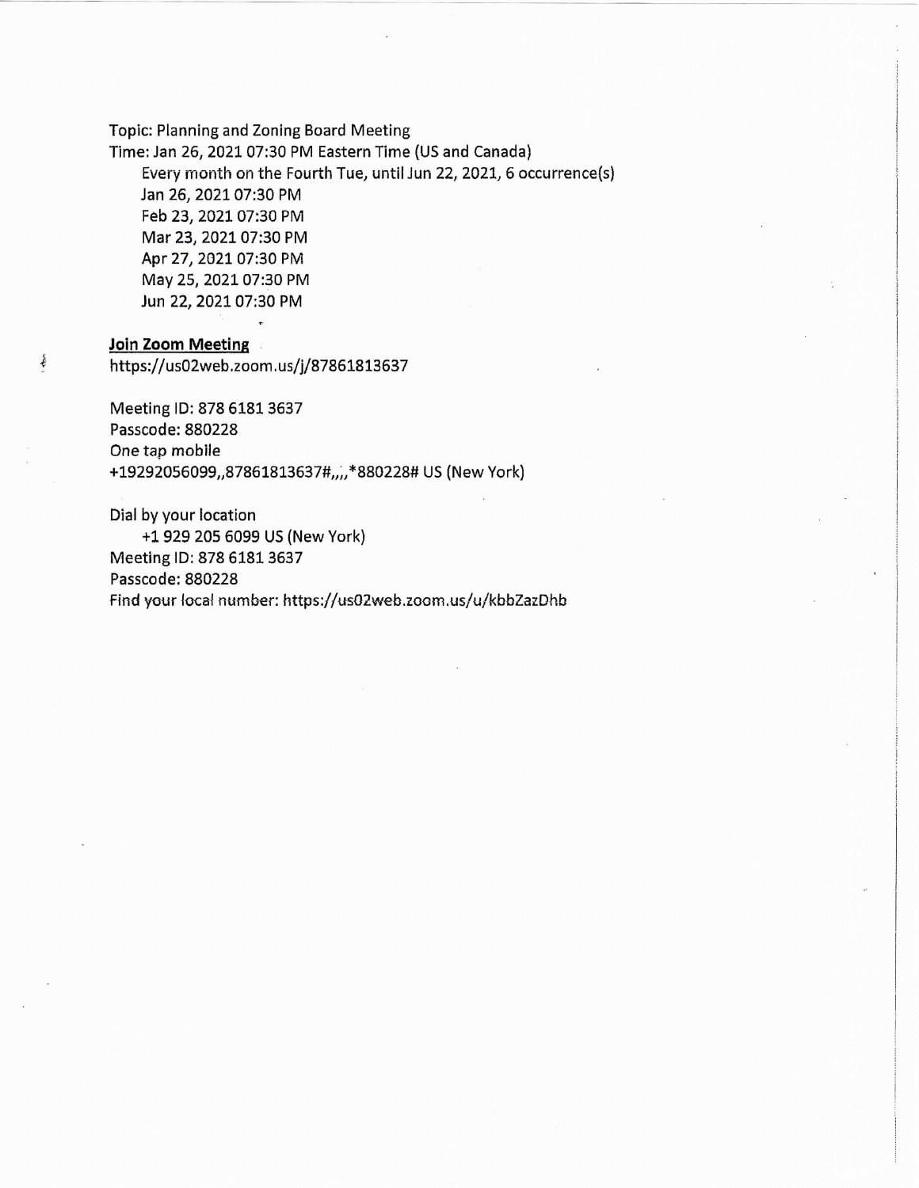Topic: Planning and Zoning Board Meeting
Time: Jan 26, 2021 07:30 PM Eastern Time (US and Canada)
Every month on the Fourth Tue, until Jun 22, 2021, 6 occurrence(s)
Jan 26, 2021 07:30 PM
Feb 23, 2021 07:30 PM
Mar 23, 2021 07:30 PM
Apr 27, 2021 07:30 PM
May 25, 2021 07:30 PM
Jun 22, 2021 07:30 PM

**Join Zoom Meeting**
https://us02web.zoom.us/j/87861813637

Meeting ID: 878 6181 3637
Passcode: 880228
One tap mobile
+19292056099,,87861813637#,,,,*880228# US (New York)

Dial by your location
+1 929 205 6099 US (New York)
Meeting ID: 878 6181 3637
Passcode: 880228
Find your local number: https://us02web.zoom.us/u/kbbZazDhb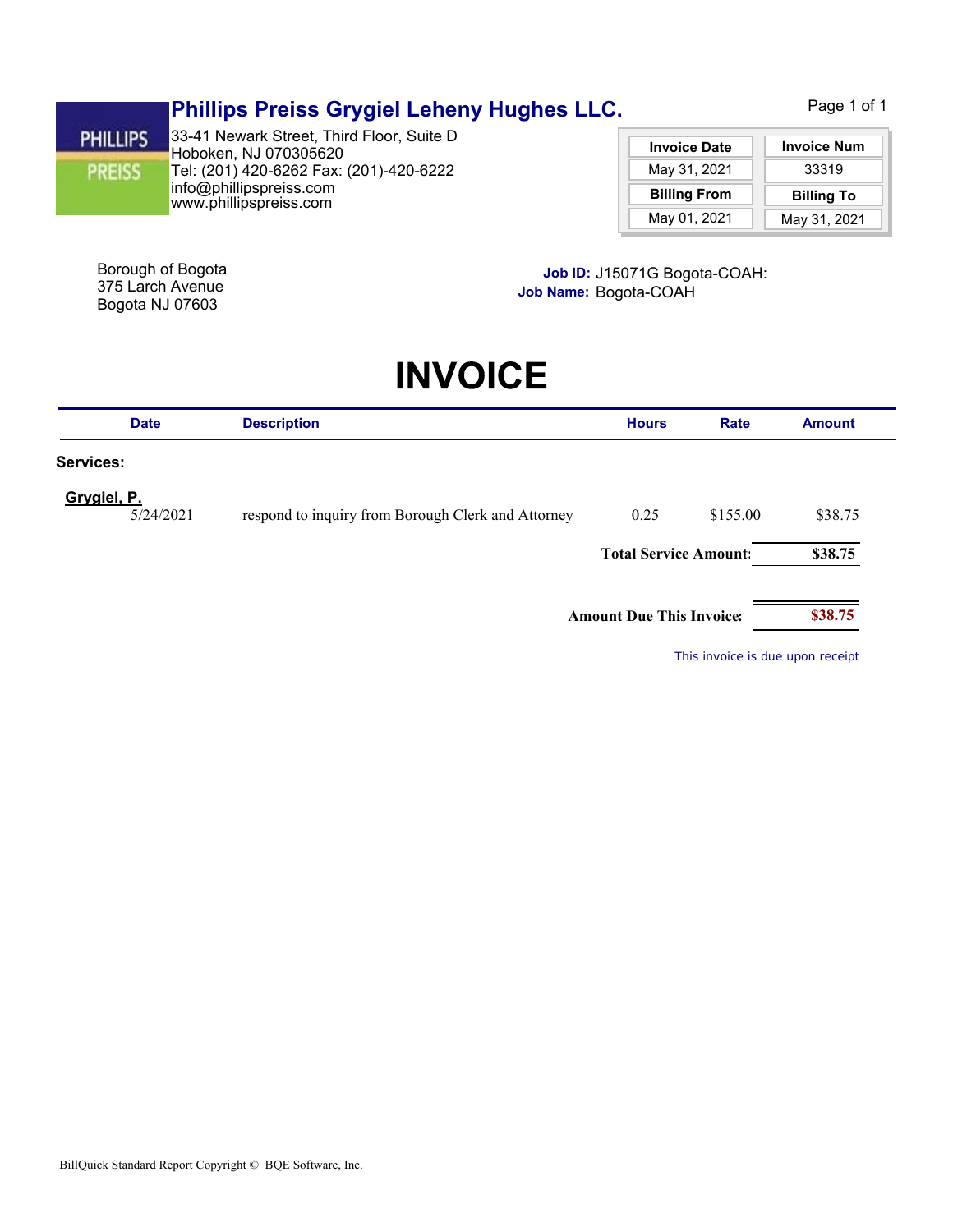# Phillips Preiss Grygiel Leheny Hughes LLC.

33-41 Newark Street, Third Floor, Suite D
Hoboken, NJ 070305620
Tel: (201) 420-6262 Fax: (201)-420-6222
info@phillipspreiss.com
www.phillipspreiss.com

| Invoice Date | Invoice Num |
|---|---|
| May 31, 2021 | 33319 |
| **Billing From** | **Billing To** |
| May 01, 2021 | May 31, 2021 |

Borough of Bogota
375 Larch Avenue
Bogota NJ 07603

**Job ID:** J15071G Bogota-COAH:
**Job Name:** Bogota-COAH

# INVOICE

| Date | Description | Hours | Rate | Amount |
|---|---|---|---|---|
| **Services:** | | | | |
| **Grygiel, P.** | | | | |
| 5/24/2021 | respond to inquiry from Borough Clerk and Attorney | 0.25 | $155.00 | $38.75 |
| | | **Total Service Amount:** | | **$38.75** |
| | | **Amount Due This Invoice:** | | **$38.75** |

This invoice is due upon receipt

BillQuick Standard Report Copyright © BQE Software, Inc.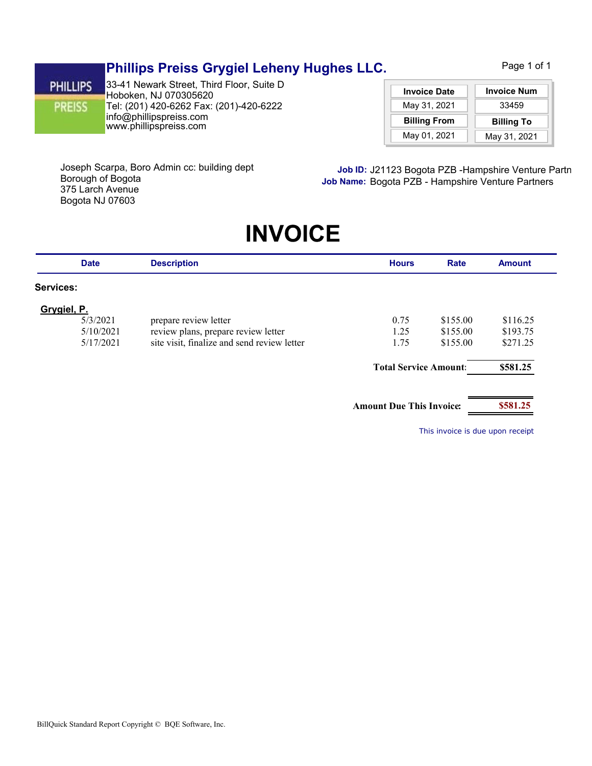# Phillips Preiss Grygiel Leheny Hughes LLC.

33-41 Newark Street, Third Floor, Suite D
Hoboken, NJ 070305620
Tel: (201) 420-6262 Fax: (201)-420-6222
info@phillipspreiss.com
www.phillipspreiss.com

| Invoice Date | Invoice Num |
|---|---|
| May 31, 2021 | 33459 |
| **Billing From** | **Billing To** |
| May 01, 2021 | May 31, 2021 |

Joseph Scarpa, Boro Admin cc: building dept
Borough of Bogota
375 Larch Avenue
Bogota NJ 07603

**Job ID:** J21123 Bogota PZB -Hampshire Venture Partn
**Job Name:** Bogota PZB - Hampshire Venture Partners

# INVOICE

| Date | Description | Hours | Rate | Amount |
|---|---|---|---|---|
| **Services:** | | | | |
| **Grygiel, P.** | | | | |
| 5/3/2021 | prepare review letter | 0.75 | $155.00 | $116.25 |
| 5/10/2021 | review plans, prepare review letter | 1.25 | $155.00 | $193.75 |
| 5/17/2021 | site visit, finalize and send review letter | 1.75 | $155.00 | $271.25 |
| | | | **Total Service Amount:** | **$581.25** |
| | | | **Amount Due This Invoice:** | **$581.25** |

This invoice is due upon receipt

BillQuick Standard Report Copyright © BQE Software, Inc.